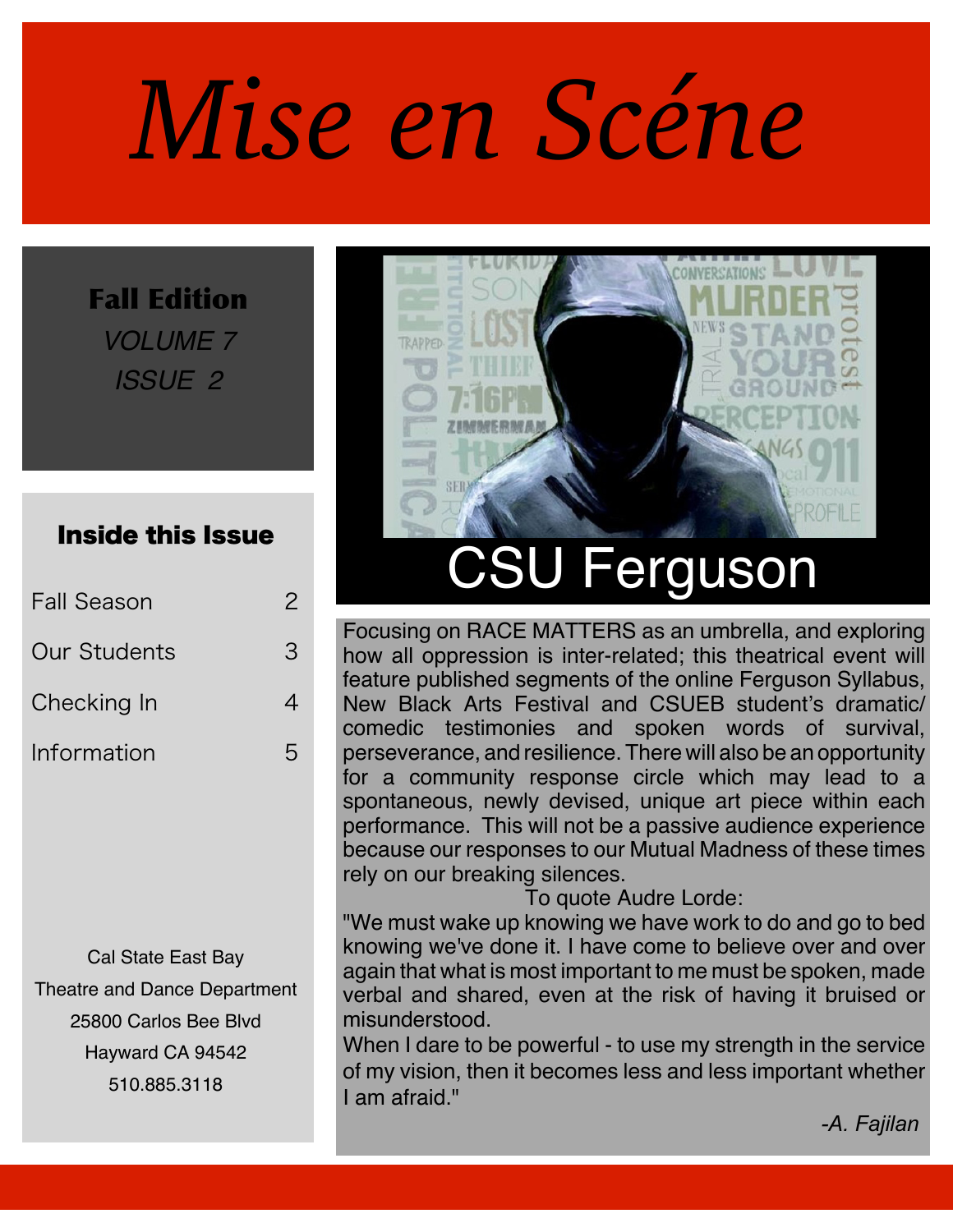# *Mise en Scéne*

**Fall Edition**
*VOLUME 7*
*ISSUE 2*

### Inside this Issue

| | |
|---|---|
| Fall Season | 2 |
| Our Students | 3 |
| Checking In | 4 |
| Information | 5 |

Cal State East Bay
Theatre and Dance Department
25800 Carlos Bee Blvd
Hayward CA 94542
510.885.3118

## CSU Ferguson

Focusing on RACE MATTERS as an umbrella, and exploring how all oppression is inter-related; this theatrical event will feature published segments of the online Ferguson Syllabus, New Black Arts Festival and CSUEB student's dramatic/comedic testimonies and spoken words of survival, perseverance, and resilience. There will also be an opportunity for a community response circle which may lead to a spontaneous, newly devised, unique art piece within each performance. This will not be a passive audience experience because our responses to our Mutual Madness of these times rely on our breaking silences.

To quote Audre Lorde:

"We must wake up knowing we have work to do and go to bed knowing we've done it. I have come to believe over and over again that what is most important to me must be spoken, made verbal and shared, even at the risk of having it bruised or misunderstood.
When I dare to be powerful - to use my strength in the service of my vision, then it becomes less and less important whether I am afraid."

*-A. Fajilan*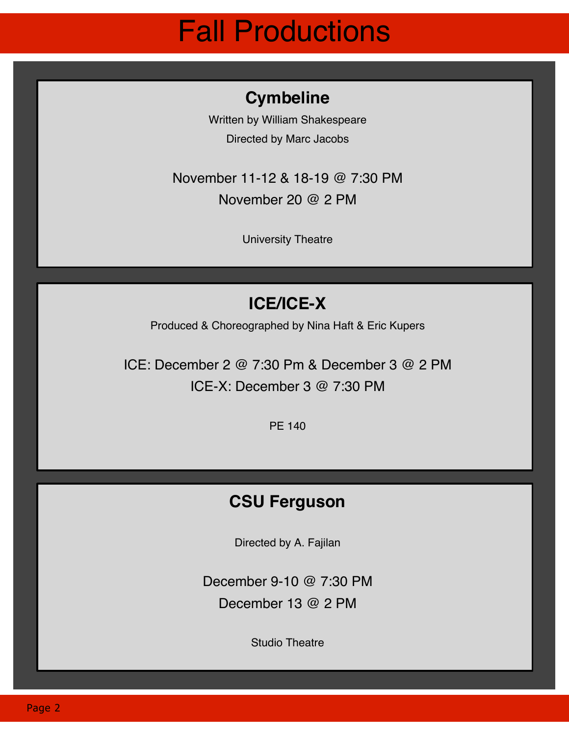# Fall Productions

## Cymbeline

Written by William Shakespeare

Directed by Marc Jacobs

November 11-12 & 18-19 @ 7:30 PM

November 20 @ 2 PM

University Theatre

## ICE/ICE-X

Produced & Choreographed by Nina Haft & Eric Kupers

ICE: December 2 @ 7:30 Pm & December 3 @ 2 PM

ICE-X: December 3 @ 7:30 PM

PE 140

## CSU Ferguson

Directed by A. Fajilan

December 9-10 @ 7:30 PM

December 13 @ 2 PM

Studio Theatre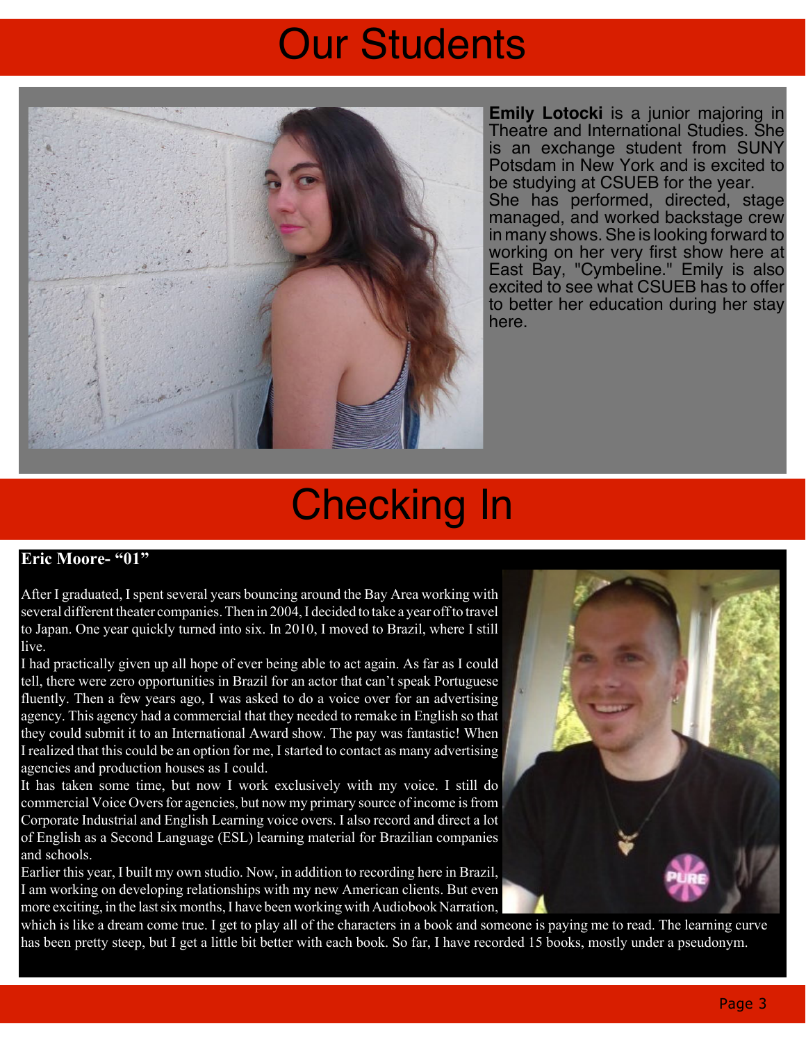# Our Students

**Emily Lotocki** is a junior majoring in Theatre and International Studies. She is an exchange student from SUNY Potsdam in New York and is excited to be studying at CSUEB for the year.
She has performed, directed, stage managed, and worked backstage crew in many shows. She is looking forward to working on her very first show here at East Bay, "Cymbeline." Emily is also excited to see what CSUEB has to offer to better her education during her stay here.

# Checking In

**Eric Moore- "01"**

After I graduated, I spent several years bouncing around the Bay Area working with several different theater companies. Then in 2004, I decided to take a year off to travel to Japan. One year quickly turned into six. In 2010, I moved to Brazil, where I still live.

I had practically given up all hope of ever being able to act again. As far as I could tell, there were zero opportunities in Brazil for an actor that can't speak Portuguese fluently. Then a few years ago, I was asked to do a voice over for an advertising agency. This agency had a commercial that they needed to remake in English so that they could submit it to an International Award show. The pay was fantastic! When I realized that this could be an option for me, I started to contact as many advertising agencies and production houses as I could.

It has taken some time, but now I work exclusively with my voice. I still do commercial Voice Overs for agencies, but now my primary source of income is from Corporate Industrial and English Learning voice overs. I also record and direct a lot of English as a Second Language (ESL) learning material for Brazilian companies and schools.

Earlier this year, I built my own studio. Now, in addition to recording here in Brazil, I am working on developing relationships with my new American clients. But even more exciting, in the last six months, I have been working with Audiobook Narration, which is like a dream come true. I get to play all of the characters in a book and someone is paying me to read. The learning curve has been pretty steep, but I get a little bit better with each book. So far, I have recorded 15 books, mostly under a pseudonym.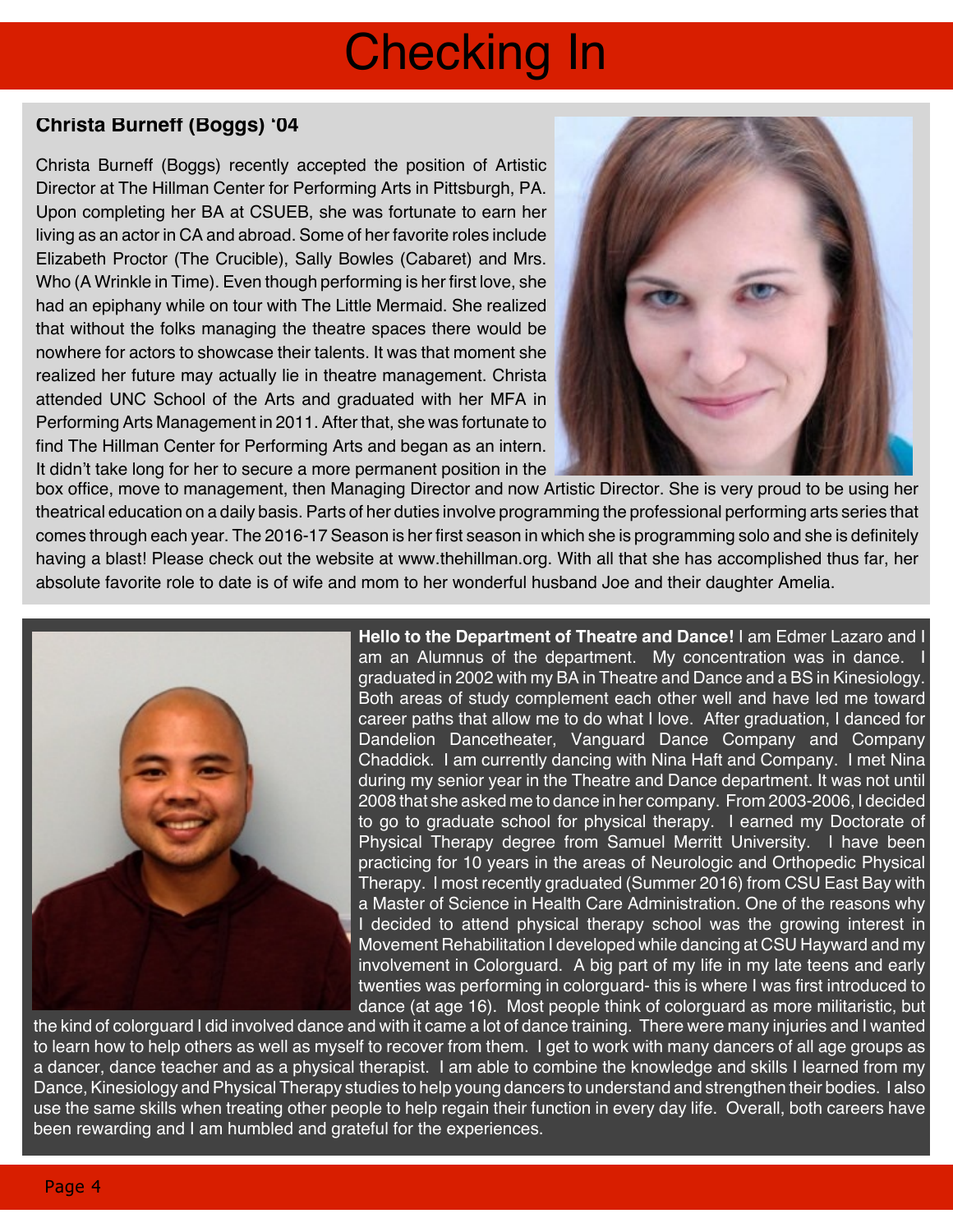# Checking In

## Christa Burneff (Boggs) '04

Christa Burneff (Boggs) recently accepted the position of Artistic Director at The Hillman Center for Performing Arts in Pittsburgh, PA. Upon completing her BA at CSUEB, she was fortunate to earn her living as an actor in CA and abroad. Some of her favorite roles include Elizabeth Proctor (The Crucible), Sally Bowles (Cabaret) and Mrs. Who (A Wrinkle in Time). Even though performing is her first love, she had an epiphany while on tour with The Little Mermaid. She realized that without the folks managing the theatre spaces there would be nowhere for actors to showcase their talents. It was that moment she realized her future may actually lie in theatre management. Christa attended UNC School of the Arts and graduated with her MFA in Performing Arts Management in 2011. After that, she was fortunate to find The Hillman Center for Performing Arts and began as an intern. It didn't take long for her to secure a more permanent position in the box office, move to management, then Managing Director and now Artistic Director. She is very proud to be using her theatrical education on a daily basis. Parts of her duties involve programming the professional performing arts series that comes through each year. The 2016-17 Season is her first season in which she is programming solo and she is definitely having a blast! Please check out the website at www.thehillman.org. With all that she has accomplished thus far, her absolute favorite role to date is of wife and mom to her wonderful husband Joe and their daughter Amelia.

**Hello to the Department of Theatre and Dance!** I am Edmer Lazaro and I am an Alumnus of the department. My concentration was in dance. I graduated in 2002 with my BA in Theatre and Dance and a BS in Kinesiology. Both areas of study complement each other well and have led me toward career paths that allow me to do what I love. After graduation, I danced for Dandelion Dancetheater, Vanguard Dance Company and Company Chaddick. I am currently dancing with Nina Haft and Company. I met Nina during my senior year in the Theatre and Dance department. It was not until 2008 that she asked me to dance in her company. From 2003-2006, I decided to go to graduate school for physical therapy. I earned my Doctorate of Physical Therapy degree from Samuel Merritt University. I have been practicing for 10 years in the areas of Neurologic and Orthopedic Physical Therapy. I most recently graduated (Summer 2016) from CSU East Bay with a Master of Science in Health Care Administration. One of the reasons why I decided to attend physical therapy school was the growing interest in Movement Rehabilitation I developed while dancing at CSU Hayward and my involvement in Colorguard. A big part of my life in my late teens and early twenties was performing in colorguard- this is where I was first introduced to dance (at age 16). Most people think of colorguard as more militaristic, but the kind of colorguard I did involved dance and with it came a lot of dance training. There were many injuries and I wanted to learn how to help others as well as myself to recover from them. I get to work with many dancers of all age groups as a dancer, dance teacher and as a physical therapist. I am able to combine the knowledge and skills I learned from my Dance, Kinesiology and Physical Therapy studies to help young dancers to understand and strengthen their bodies. I also use the same skills when treating other people to help regain their function in every day life. Overall, both careers have been rewarding and I am humbled and grateful for the experiences.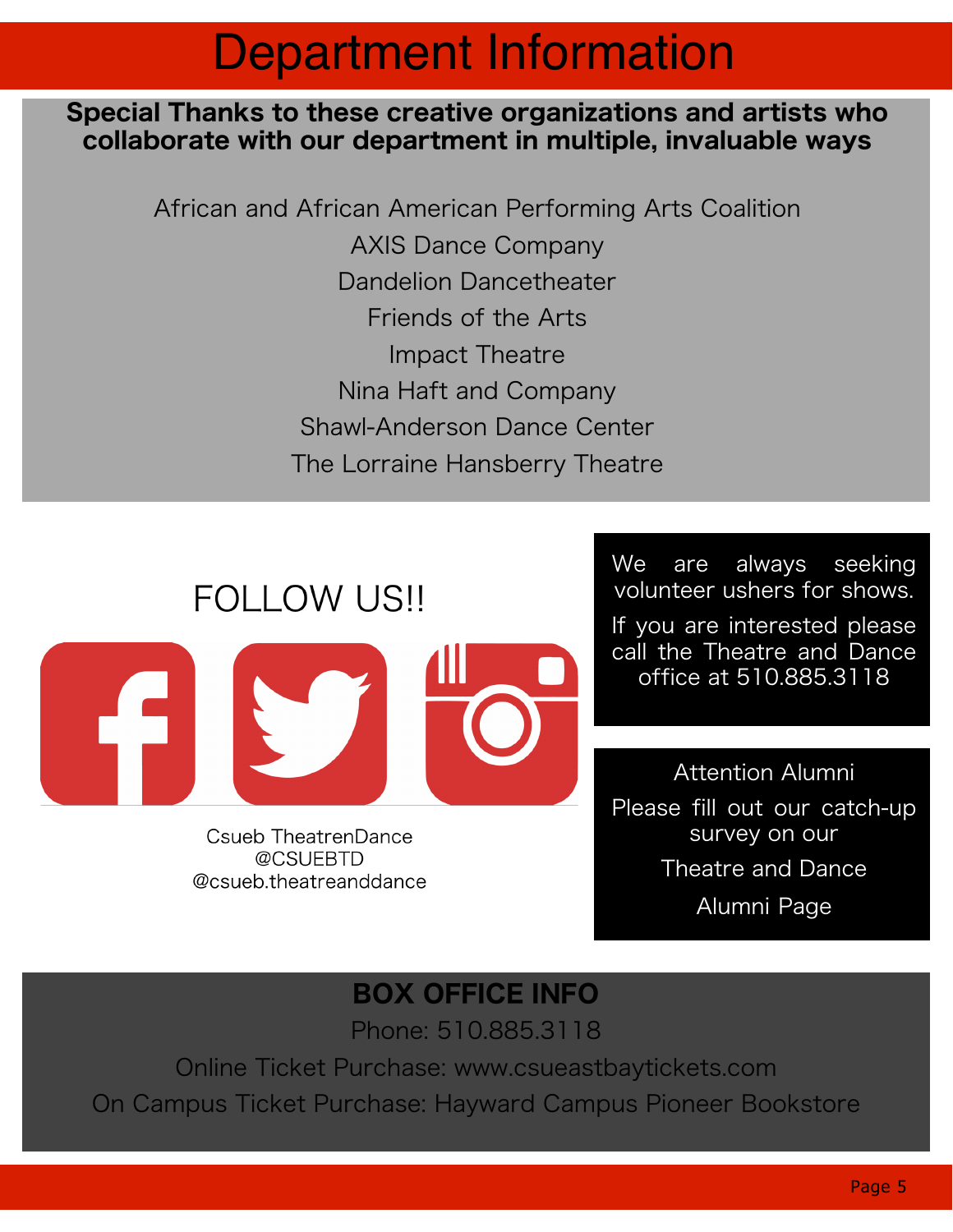# Department Information

**Special Thanks to these creative organizations and artists who collaborate with our department in multiple, invaluable ways**

African and African American Performing Arts Coalition
AXIS Dance Company
Dandelion Dancetheater
Friends of the Arts
Impact Theatre
Nina Haft and Company
Shawl-Anderson Dance Center
The Lorraine Hansberry Theatre

## FOLLOW US!!

Csueb TheatrenDance
@CSUEBTD
@csueb.theatreanddance

We are always seeking volunteer ushers for shows.

If you are interested please call the Theatre and Dance office at 510.885.3118

Attention Alumni

Please fill out our catch-up survey on our

Theatre and Dance

Alumni Page

## BOX OFFICE INFO

Phone: 510.885.3118

Online Ticket Purchase: www.csueastbaytickets.com

On Campus Ticket Purchase: Hayward Campus Pioneer Bookstore